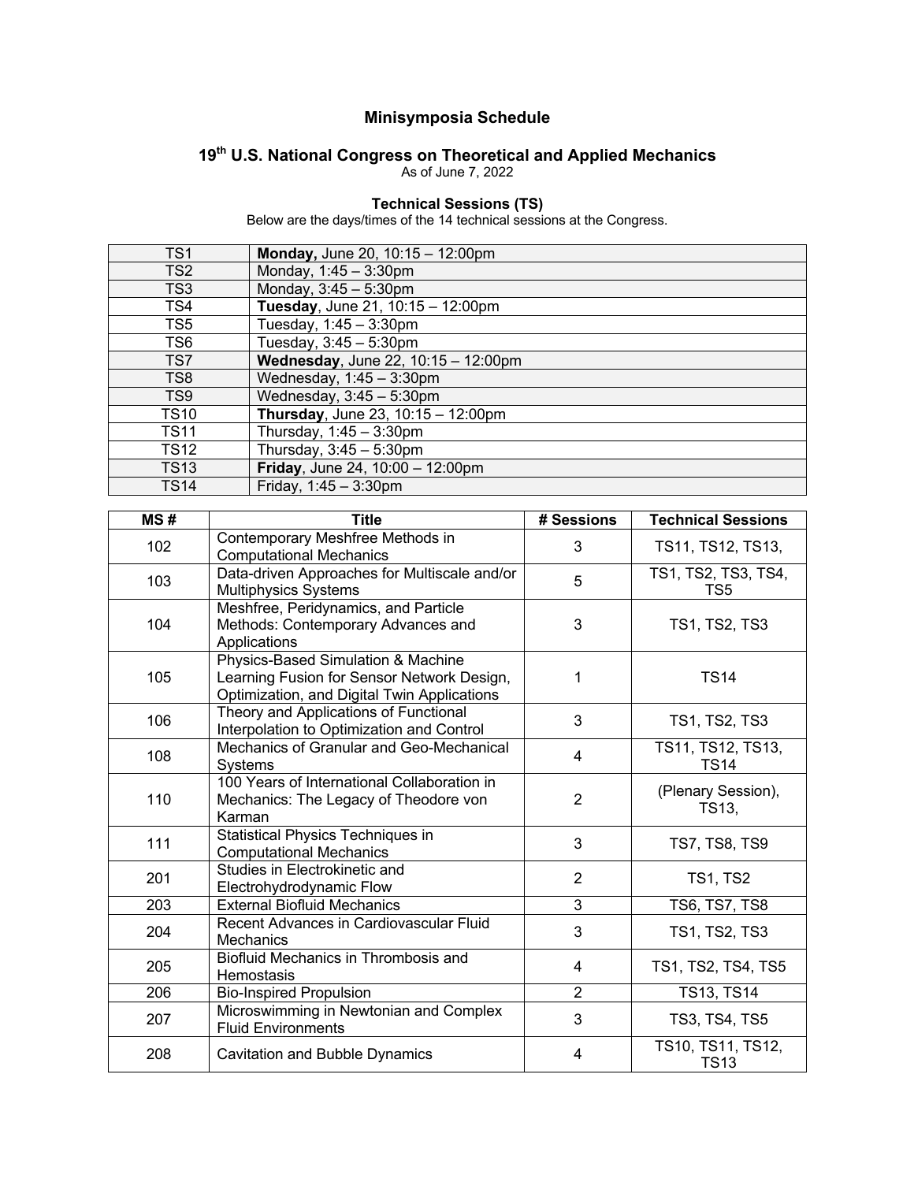# Minisymposia Schedule

## 19th U.S. National Congress on Theoretical and Applied Mechanics

As of June 7, 2022

### Technical Sessions (TS)

Below are the days/times of the 14 technical sessions at the Congress.

| | |
|---|---|
| TS1 | **Monday,** June 20, 10:15 – 12:00pm |
| TS2 | Monday, 1:45 – 3:30pm |
| TS3 | Monday, 3:45 – 5:30pm |
| TS4 | **Tuesday**, June 21, 10:15 – 12:00pm |
| TS5 | Tuesday, 1:45 – 3:30pm |
| TS6 | Tuesday, 3:45 – 5:30pm |
| TS7 | **Wednesday**, June 22, 10:15 – 12:00pm |
| TS8 | Wednesday, 1:45 – 3:30pm |
| TS9 | Wednesday, 3:45 – 5:30pm |
| TS10 | **Thursday**, June 23, 10:15 – 12:00pm |
| TS11 | Thursday, 1:45 – 3:30pm |
| TS12 | Thursday, 3:45 – 5:30pm |
| TS13 | **Friday**, June 24, 10:00 – 12:00pm |
| TS14 | Friday, 1:45 – 3:30pm |

| MS # | Title | # Sessions | Technical Sessions |
|---|---|---|---|
| 102 | Contemporary Meshfree Methods in Computational Mechanics | 3 | TS11, TS12, TS13, |
| 103 | Data-driven Approaches for Multiscale and/or Multiphysics Systems | 5 | TS1, TS2, TS3, TS4, TS5 |
| 104 | Meshfree, Peridynamics, and Particle Methods: Contemporary Advances and Applications | 3 | TS1, TS2, TS3 |
| 105 | Physics-Based Simulation & Machine Learning Fusion for Sensor Network Design, Optimization, and Digital Twin Applications | 1 | TS14 |
| 106 | Theory and Applications of Functional Interpolation to Optimization and Control | 3 | TS1, TS2, TS3 |
| 108 | Mechanics of Granular and Geo-Mechanical Systems | 4 | TS11, TS12, TS13, TS14 |
| 110 | 100 Years of International Collaboration in Mechanics: The Legacy of Theodore von Karman | 2 | (Plenary Session), TS13, |
| 111 | Statistical Physics Techniques in Computational Mechanics | 3 | TS7, TS8, TS9 |
| 201 | Studies in Electrokinetic and Electrohydrodynamic Flow | 2 | TS1, TS2 |
| 203 | External Biofluid Mechanics | 3 | TS6, TS7, TS8 |
| 204 | Recent Advances in Cardiovascular Fluid Mechanics | 3 | TS1, TS2, TS3 |
| 205 | Biofluid Mechanics in Thrombosis and Hemostasis | 4 | TS1, TS2, TS4, TS5 |
| 206 | Bio-Inspired Propulsion | 2 | TS13, TS14 |
| 207 | Microswimming in Newtonian and Complex Fluid Environments | 3 | TS3, TS4, TS5 |
| 208 | Cavitation and Bubble Dynamics | 4 | TS10, TS11, TS12, TS13 |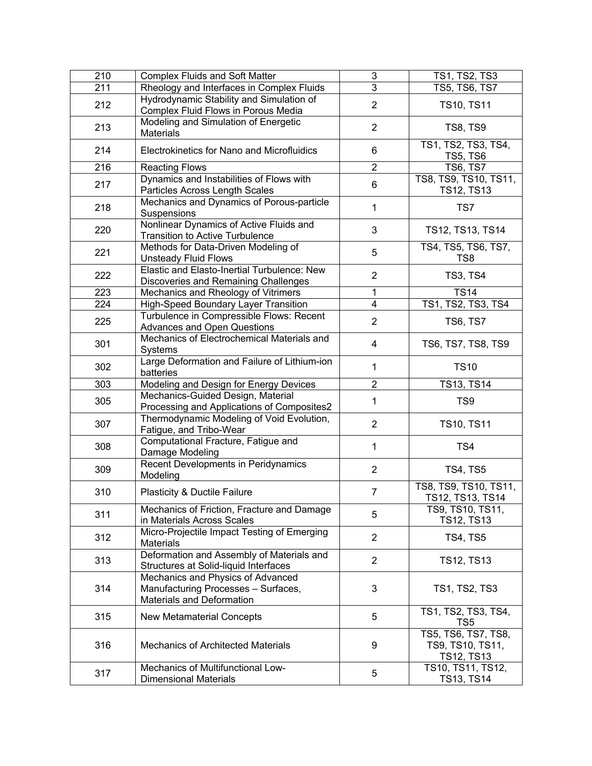| | | | |
|---|---|---|---|
| 210 | Complex Fluids and Soft Matter | 3 | TS1, TS2, TS3 |
| 211 | Rheology and Interfaces in Complex Fluids | 3 | TS5, TS6, TS7 |
| 212 | Hydrodynamic Stability and Simulation of Complex Fluid Flows in Porous Media | 2 | TS10, TS11 |
| 213 | Modeling and Simulation of Energetic Materials | 2 | TS8, TS9 |
| 214 | Electrokinetics for Nano and Microfluidics | 6 | TS1, TS2, TS3, TS4, TS5, TS6 |
| 216 | Reacting Flows | 2 | TS6, TS7 |
| 217 | Dynamics and Instabilities of Flows with Particles Across Length Scales | 6 | TS8, TS9, TS10, TS11, TS12, TS13 |
| 218 | Mechanics and Dynamics of Porous-particle Suspensions | 1 | TS7 |
| 220 | Nonlinear Dynamics of Active Fluids and Transition to Active Turbulence | 3 | TS12, TS13, TS14 |
| 221 | Methods for Data-Driven Modeling of Unsteady Fluid Flows | 5 | TS4, TS5, TS6, TS7, TS8 |
| 222 | Elastic and Elasto-Inertial Turbulence: New Discoveries and Remaining Challenges | 2 | TS3, TS4 |
| 223 | Mechanics and Rheology of Vitrimers | 1 | TS14 |
| 224 | High-Speed Boundary Layer Transition | 4 | TS1, TS2, TS3, TS4 |
| 225 | Turbulence in Compressible Flows: Recent Advances and Open Questions | 2 | TS6, TS7 |
| 301 | Mechanics of Electrochemical Materials and Systems | 4 | TS6, TS7, TS8, TS9 |
| 302 | Large Deformation and Failure of Lithium-ion batteries | 1 | TS10 |
| 303 | Modeling and Design for Energy Devices | 2 | TS13, TS14 |
| 305 | Mechanics-Guided Design, Material Processing and Applications of Composites2 | 1 | TS9 |
| 307 | Thermodynamic Modeling of Void Evolution, Fatigue, and Tribo-Wear | 2 | TS10, TS11 |
| 308 | Computational Fracture, Fatigue and Damage Modeling | 1 | TS4 |
| 309 | Recent Developments in Peridynamics Modeling | 2 | TS4, TS5 |
| 310 | Plasticity & Ductile Failure | 7 | TS8, TS9, TS10, TS11, TS12, TS13, TS14 |
| 311 | Mechanics of Friction, Fracture and Damage in Materials Across Scales | 5 | TS9, TS10, TS11, TS12, TS13 |
| 312 | Micro-Projectile Impact Testing of Emerging Materials | 2 | TS4, TS5 |
| 313 | Deformation and Assembly of Materials and Structures at Solid-liquid Interfaces | 2 | TS12, TS13 |
| 314 | Mechanics and Physics of Advanced Manufacturing Processes – Surfaces, Materials and Deformation | 3 | TS1, TS2, TS3 |
| 315 | New Metamaterial Concepts | 5 | TS1, TS2, TS3, TS4, TS5 |
| 316 | Mechanics of Architected Materials | 9 | TS5, TS6, TS7, TS8, TS9, TS10, TS11, TS12, TS13 |
| 317 | Mechanics of Multifunctional Low-Dimensional Materials | 5 | TS10, TS11, TS12, TS13, TS14 |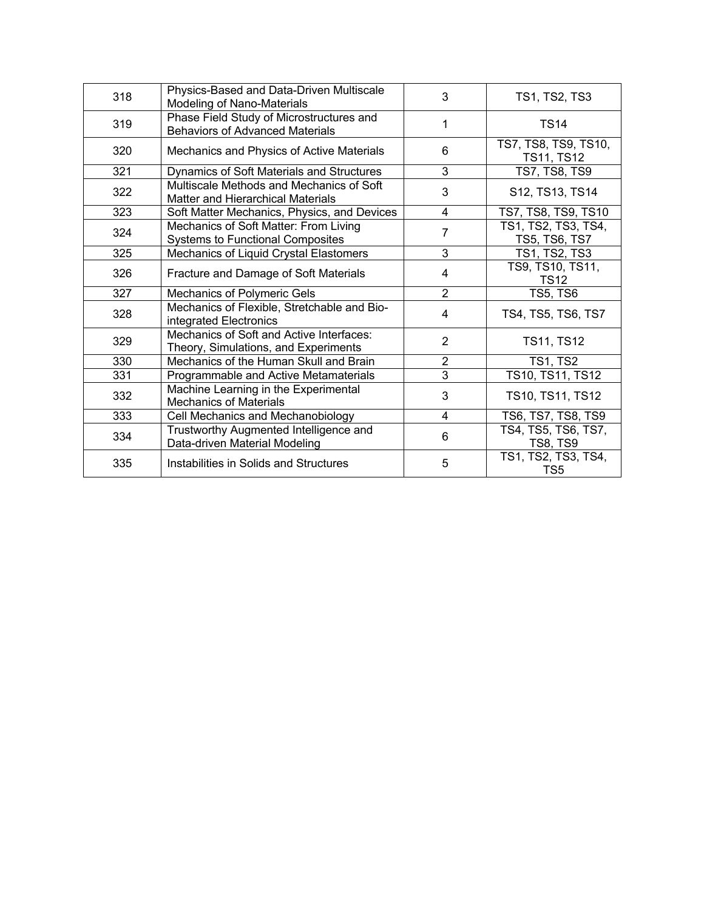| | | | |
|---|---|---|---|
| 318 | Physics-Based and Data-Driven Multiscale Modeling of Nano-Materials | 3 | TS1, TS2, TS3 |
| 319 | Phase Field Study of Microstructures and Behaviors of Advanced Materials | 1 | TS14 |
| 320 | Mechanics and Physics of Active Materials | 6 | TS7, TS8, TS9, TS10, TS11, TS12 |
| 321 | Dynamics of Soft Materials and Structures | 3 | TS7, TS8, TS9 |
| 322 | Multiscale Methods and Mechanics of Soft Matter and Hierarchical Materials | 3 | S12, TS13, TS14 |
| 323 | Soft Matter Mechanics, Physics, and Devices | 4 | TS7, TS8, TS9, TS10 |
| 324 | Mechanics of Soft Matter: From Living Systems to Functional Composites | 7 | TS1, TS2, TS3, TS4, TS5, TS6, TS7 |
| 325 | Mechanics of Liquid Crystal Elastomers | 3 | TS1, TS2, TS3 |
| 326 | Fracture and Damage of Soft Materials | 4 | TS9, TS10, TS11, TS12 |
| 327 | Mechanics of Polymeric Gels | 2 | TS5, TS6 |
| 328 | Mechanics of Flexible, Stretchable and Bio-integrated Electronics | 4 | TS4, TS5, TS6, TS7 |
| 329 | Mechanics of Soft and Active Interfaces: Theory, Simulations, and Experiments | 2 | TS11, TS12 |
| 330 | Mechanics of the Human Skull and Brain | 2 | TS1, TS2 |
| 331 | Programmable and Active Metamaterials | 3 | TS10, TS11, TS12 |
| 332 | Machine Learning in the Experimental Mechanics of Materials | 3 | TS10, TS11, TS12 |
| 333 | Cell Mechanics and Mechanobiology | 4 | TS6, TS7, TS8, TS9 |
| 334 | Trustworthy Augmented Intelligence and Data-driven Material Modeling | 6 | TS4, TS5, TS6, TS7, TS8, TS9 |
| 335 | Instabilities in Solids and Structures | 5 | TS1, TS2, TS3, TS4, TS5 |